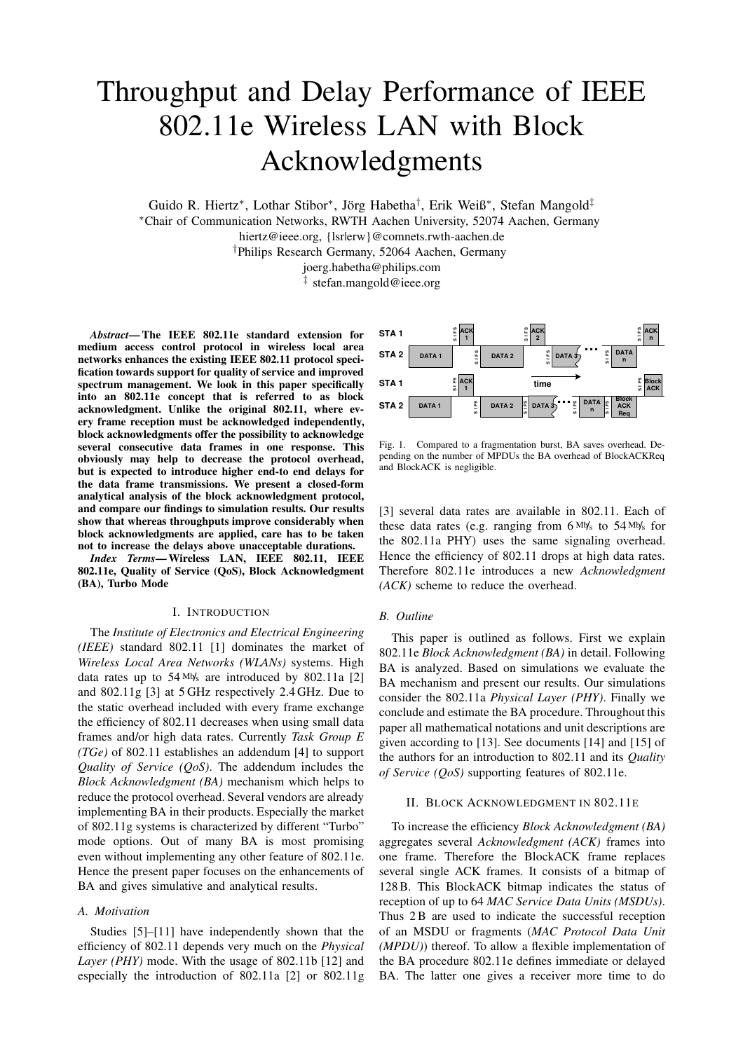# Throughput and Delay Performance of IEEE 802.11e Wireless LAN with Block Acknowledgments

Guido R. Hiertz*, Lothar Stibor*, Jörg Habetha†, Erik Weiß*, Stefan Mangold‡

*Chair of Communication Networks, RWTH Aachen University, 52074 Aachen, Germany

hiertz@ieee.org, {lsr|erw}@comnets.rwth-aachen.de

†Philips Research Germany, 52064 Aachen, Germany

joerg.habetha@philips.com

‡ stefan.mangold@ieee.org

***Abstract*— The IEEE 802.11e standard extension for medium access control protocol in wireless local area networks enhances the existing IEEE 802.11 protocol specification towards support for quality of service and improved spectrum management. We look in this paper specifically into an 802.11e concept that is referred to as block acknowledgment. Unlike the original 802.11, where every frame reception must be acknowledged independently, block acknowledgments offer the possibility to acknowledge several consecutive data frames in one response. This obviously may help to decrease the protocol overhead, but is expected to introduce higher end-to end delays for the data frame transmissions. We present a closed-form analytical analysis of the block acknowledgment protocol, and compare our findings to simulation results. Our results show that whereas throughputs improve considerably when block acknowledgments are applied, care has to be taken not to increase the delays above unacceptable durations.**

***Index Terms*— Wireless LAN, IEEE 802.11, IEEE 802.11e, Quality of Service (QoS), Block Acknowledgment (BA), Turbo Mode**

## I. Introduction

The *Institute of Electronics and Electrical Engineering (IEEE)* standard 802.11 [1] dominates the market of *Wireless Local Area Networks (WLANs)* systems. High data rates up to 54 Mb/s are introduced by 802.11a [2] and 802.11g [3] at 5 GHz respectively 2.4 GHz. Due to the static overhead included with every frame exchange the efficiency of 802.11 decreases when using small data frames and/or high data rates. Currently *Task Group E (TGe)* of 802.11 establishes an addendum [4] to support *Quality of Service (QoS)*. The addendum includes the *Block Acknowledgment (BA)* mechanism which helps to reduce the protocol overhead. Several vendors are already implementing BA in their products. Especially the market of 802.11g systems is characterized by different "Turbo" mode options. Out of many BA is most promising even without implementing any other feature of 802.11e. Hence the present paper focuses on the enhancements of BA and gives simulative and analytical results.

### A. Motivation

Studies [5]–[11] have independently shown that the efficiency of 802.11 depends very much on the *Physical Layer (PHY)* mode. With the usage of 802.11b [12] and especially the introduction of 802.11a [2] or 802.11g [3] several data rates are available in 802.11. Each of these data rates (e.g. ranging from 6 Mb/s to 54 Mb/s for the 802.11a PHY) uses the same signaling overhead. Hence the efficiency of 802.11 drops at high data rates. Therefore 802.11e introduces a new *Acknowledgment (ACK)* scheme to reduce the overhead.

Fig. 1. Compared to a fragmentation burst, BA saves overhead. Depending on the number of MPDUs the BA overhead of BlockACKReq and BlockACK is negligible.

### B. Outline

This paper is outlined as follows. First we explain 802.11e *Block Acknowledgment (BA)* in detail. Following BA is analyzed. Based on simulations we evaluate the BA mechanism and present our results. Our simulations consider the 802.11a *Physical Layer (PHY)*. Finally we conclude and estimate the BA procedure. Throughout this paper all mathematical notations and unit descriptions are given according to [13]. See documents [14] and [15] of the authors for an introduction to 802.11 and its *Quality of Service (QoS)* supporting features of 802.11e.

## II. Block Acknowledgment in 802.11e

To increase the efficiency *Block Acknowledgment (BA)* aggregates several *Acknowledgment (ACK)* frames into one frame. Therefore the BlockACK frame replaces several single ACK frames. It consists of a bitmap of 128 B. This BlockACK bitmap indicates the status of reception of up to 64 *MAC Service Data Units (MSDUs)*. Thus 2 B are used to indicate the successful reception of an MSDU or fragments (*MAC Protocol Data Unit (MPDU)*) thereof. To allow a flexible implementation of the BA procedure 802.11e defines immediate or delayed BA. The latter one gives a receiver more time to do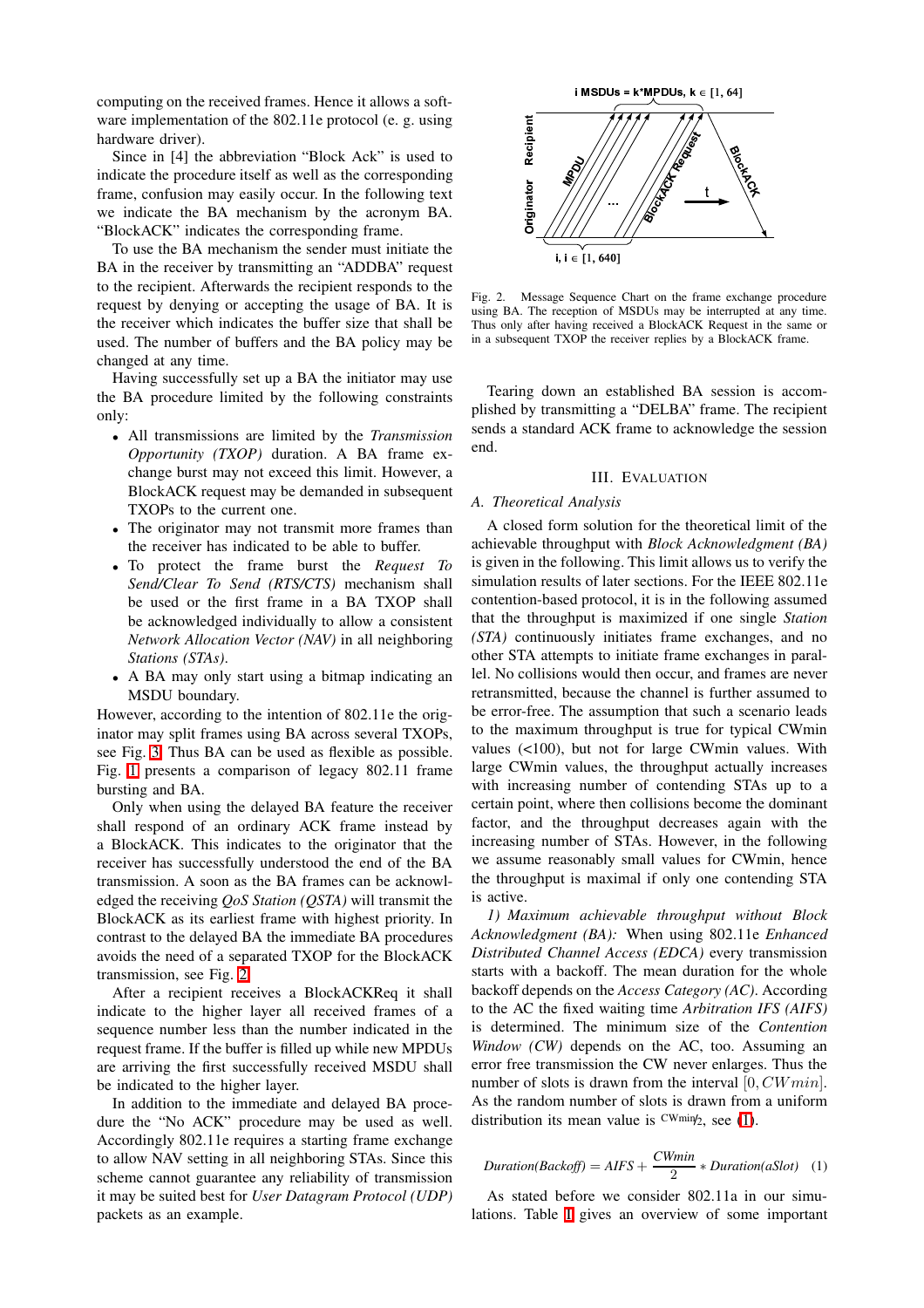computing on the received frames. Hence it allows a software implementation of the 802.11e protocol (e. g. using hardware driver).

Since in [4] the abbreviation "Block Ack" is used to indicate the procedure itself as well as the corresponding frame, confusion may easily occur. In the following text we indicate the BA mechanism by the acronym BA. "BlockACK" indicates the corresponding frame.

To use the BA mechanism the sender must initiate the BA in the receiver by transmitting an "ADDBA" request to the recipient. Afterwards the recipient responds to the request by denying or accepting the usage of BA. It is the receiver which indicates the buffer size that shall be used. The number of buffers and the BA policy may be changed at any time.

Having successfully set up a BA the initiator may use the BA procedure limited by the following constraints only:

- All transmissions are limited by the *Transmission Opportunity (TXOP)* duration. A BA frame exchange burst may not exceed this limit. However, a BlockACK request may be demanded in subsequent TXOPs to the current one.
- The originator may not transmit more frames than the receiver has indicated to be able to buffer.
- To protect the frame burst the *Request To Send/Clear To Send (RTS/CTS)* mechanism shall be used or the first frame in a BA TXOP shall be acknowledged individually to allow a consistent *Network Allocation Vector (NAV)* in all neighboring *Stations (STAs)*.
- A BA may only start using a bitmap indicating an MSDU boundary.

However, according to the intention of 802.11e the originator may split frames using BA across several TXOPs, see Fig. 3. Thus BA can be used as flexible as possible. Fig. 1 presents a comparison of legacy 802.11 frame bursting and BA.

Only when using the delayed BA feature the receiver shall respond of an ordinary ACK frame instead by a BlockACK. This indicates to the originator that the receiver has successfully understood the end of the BA transmission. A soon as the BA frames can be acknowledged the receiving *QoS Station (QSTA)* will transmit the BlockACK as its earliest frame with highest priority. In contrast to the delayed BA the immediate BA procedures avoids the need of a separated TXOP for the BlockACK transmission, see Fig. 2.

After a recipient receives a BlockACKReq it shall indicate to the higher layer all received frames of a sequence number less than the number indicated in the request frame. If the buffer is filled up while new MPDUs are arriving the first successfully received MSDU shall be indicated to the higher layer.

In addition to the immediate and delayed BA procedure the "No ACK" procedure may be used as well. Accordingly 802.11e requires a starting frame exchange to allow NAV setting in all neighboring STAs. Since this scheme cannot guarantee any reliability of transmission it may be suited best for *User Datagram Protocol (UDP)* packets as an example.

Fig. 2. Message Sequence Chart on the frame exchange procedure using BA. The reception of MSDUs may be interrupted at any time. Thus only after having received a BlockACK Request in the same or in a subsequent TXOP the receiver replies by a BlockACK frame.

Tearing down an established BA session is accomplished by transmitting a "DELBA" frame. The recipient sends a standard ACK frame to acknowledge the session end.

## III. Evaluation

### A. Theoretical Analysis

A closed form solution for the theoretical limit of the achievable throughput with *Block Acknowledgment (BA)* is given in the following. This limit allows us to verify the simulation results of later sections. For the IEEE 802.11e contention-based protocol, it is in the following assumed that the throughput is maximized if one single *Station (STA)* continuously initiates frame exchanges, and no other STA attempts to initiate frame exchanges in parallel. No collisions would then occur, and frames are never retransmitted, because the channel is further assumed to be error-free. The assumption that such a scenario leads to the maximum throughput is true for typical CWmin values (<100), but not for large CWmin values. With large CWmin values, the throughput actually increases with increasing number of contending STAs up to a certain point, where then collisions become the dominant factor, and the throughput decreases again with the increasing number of STAs. However, in the following we assume reasonably small values for CWmin, hence the throughput is maximal if only one contending STA is active.

*1) Maximum achievable throughput without Block Acknowledgment (BA):* When using 802.11e *Enhanced Distributed Channel Access (EDCA)* every transmission starts with a backoff. The mean duration for the whole backoff depends on the *Access Category (AC)*. According to the AC the fixed waiting time *Arbitration IFS (AIFS)* is determined. The minimum size of the *Contention Window (CW)* depends on the AC, too. Assuming an error free transmission the CW never enlarges. Thus the number of slots is drawn from the interval $[0, CWmin]$. As the random number of slots is drawn from a uniform distribution its mean value is $^{CWmin}/_{2}$, see (1).

$$\textit{Duration(Backoff)} = \textit{AIFS} + \frac{\textit{CWmin}}{2} * \textit{Duration(aSlot)} \quad (1)$$

As stated before we consider 802.11a in our simulations. Table I gives an overview of some important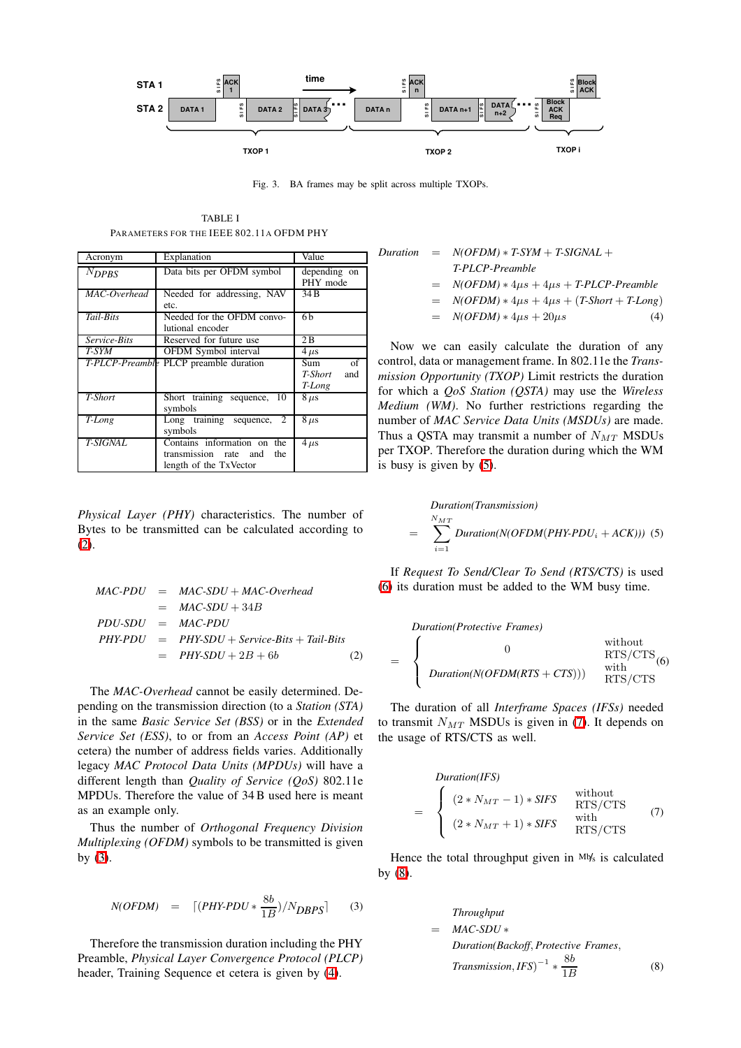Fig. 3. BA frames may be split across multiple TXOPs.

TABLE I
PARAMETERS FOR THE IEEE 802.11A OFDM PHY

| Acronym | Explanation | Value |
|---|---|---|
| $N_{DPBS}$ | Data bits per OFDM symbol | depending on PHY mode |
| *MAC-Overhead* | Needed for addressing, NAV etc. | 34 B |
| *Tail-Bits* | Needed for the OFDM convolutional encoder | 6 b |
| *Service-Bits* | Reserved for future use | 2 B |
| *T-SYM* | OFDM Symbol interval | 4 $\mu s$ |
| *T-PLCP-Preamble* | PLCP preamble duration | Sum of *T-Short* and *T-Long* |
| *T-Short* | Short training sequence, 10 symbols | 8 $\mu s$ |
| *T-Long* | Long training sequence, 2 symbols | 8 $\mu s$ |
| *T-SIGNAL* | Contains information on the transmission rate and the length of the TxVector | 4 $\mu s$ |

*Physical Layer (PHY)* characteristics. The number of Bytes to be transmitted can be calculated according to (2).

$$
\begin{aligned}
\textit{MAC-PDU} &= \textit{MAC-SDU} + \textit{MAC-Overhead} \\
&= \textit{MAC-SDU} + 34B \\
\textit{PDU-SDU} &= \textit{MAC-PDU} \\
\textit{PHY-PDU} &= \textit{PHY-SDU} + \textit{Service-Bits} + \textit{Tail-Bits} \\
&= \textit{PHY-SDU} + 2B + 6b \qquad (2)
\end{aligned}
$$

The *MAC-Overhead* cannot be easily determined. Depending on the transmission direction (to a *Station (STA)* in the same *Basic Service Set (BSS)* or in the *Extended Service Set (ESS)*, to or from an *Access Point (AP)* et cetera) the number of address fields varies. Additionally legacy *MAC Protocol Data Units (MPDUs)* will have a different length than *Quality of Service (QoS)* 802.11e MPDUs. Therefore the value of 34 B used here is meant as an example only.

Thus the number of *Orthogonal Frequency Division Multiplexing (OFDM)* symbols to be transmitted is given by (3).

$$
\textit{N(OFDM)} = \lceil (\textit{PHY-PDU} * \frac{8b}{1B}) / N_{DBPS} \rceil \qquad (3)
$$

Therefore the transmission duration including the PHY Preamble, *Physical Layer Convergence Protocol (PLCP)* header, Training Sequence et cetera is given by (4).

$$
\begin{aligned}
\textit{Duration} &= \textit{N(OFDM)} * \textit{T-SYM} + \textit{T-SIGNAL} + \\
&\quad \textit{T-PLCP-Preamble} \\
&= \textit{N(OFDM)} * 4\mu s + 4\mu s + \textit{T-PLCP-Preamble} \\
&= \textit{N(OFDM)} * 4\mu s + 4\mu s + (\textit{T-Short} + \textit{T-Long}) \\
&= \textit{N(OFDM)} * 4\mu s + 20\mu s \qquad (4)
\end{aligned}
$$

Now we can easily calculate the duration of any control, data or management frame. In 802.11e the *Transmission Opportunity (TXOP)* Limit restricts the duration for which a *QoS Station (QSTA)* may use the *Wireless Medium (WM)*. No further restrictions regarding the number of *MAC Service Data Units (MSDUs)* are made. Thus a QSTA may transmit a number of $N_{MT}$ MSDUs per TXOP. Therefore the duration during which the WM is busy is given by (5).

$$
\begin{aligned}
&\textit{Duration(Transmission)} \\
&= \sum_{i=1}^{N_{MT}} \textit{Duration(N(OFDM(PHY-PDU}_i + \textit{ACK)))} \qquad (5)
\end{aligned}
$$

If *Request To Send/Clear To Send (RTS/CTS)* is used (6) its duration must be added to the WM busy time.

$$
\begin{aligned}
&\textit{Duration(Protective Frames)} \\
&= \begin{cases} 0 & \text{without RTS/CTS} \\ \textit{Duration(N(OFDM(RTS + CTS)))} & \text{with RTS/CTS} \end{cases} \qquad (6)
\end{aligned}
$$

The duration of all *Interframe Spaces (IFSs)* needed to transmit $N_{MT}$ MSDUs is given in (7). It depends on the usage of RTS/CTS as well.

$$
\begin{aligned}
&\textit{Duration(IFS)} \\
&= \begin{cases} (2 * N_{MT} - 1) * \textit{SIFS} & \text{without RTS/CTS} \\ (2 * N_{MT} + 1) * \textit{SIFS} & \text{with RTS/CTS} \end{cases} \qquad (7)
\end{aligned}
$$

Hence the total throughput given in $^{Mb}/_{s}$ is calculated by (8).

$$
\begin{aligned}
&\textit{Throughput} \\
&= \textit{MAC-SDU} * \\
&\quad \textit{Duration(Backoff, Protective Frames,} \\
&\quad \textit{Transmission, IFS)}^{-1} * \frac{8b}{1B} \qquad (8)
\end{aligned}
$$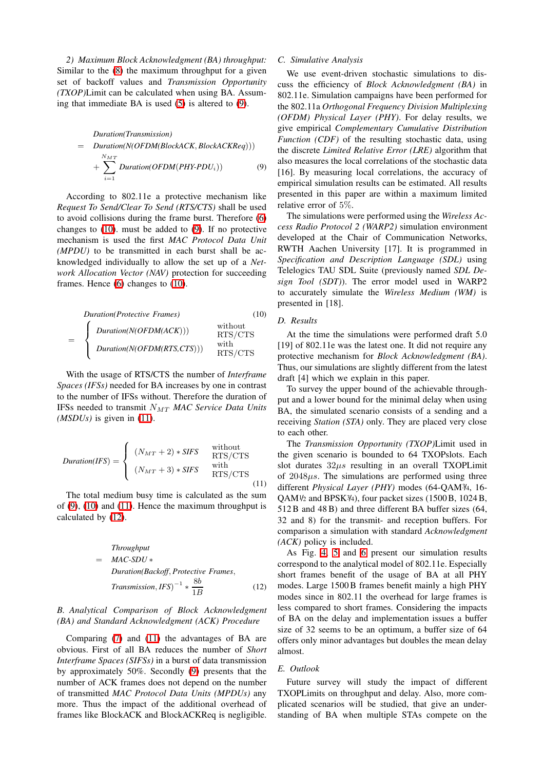*2) Maximum Block Acknowledgment (BA) throughput:* Similar to the (8) the maximum throughput for a given set of backoff values and *Transmission Opportunity (TXOP)*Limit can be calculated when using BA. Assuming that immediate BA is used (5) is altered to (9).

$$
\begin{aligned}
&\mathit{Duration(Transmission)} \\
= \;& \mathit{Duration(N(OFDM(BlockACK, BlockACKReq)))} \\
&+ \sum_{i=1}^{N_{MT}} \mathit{Duration(OFDM(PHY\text{-}PDU}_i)) \qquad (9)
\end{aligned}
$$

According to 802.11e a protective mechanism like *Request To Send/Clear To Send (RTS/CTS)* shall be used to avoid collisions during the frame burst. Therefore (6) changes to (10). must be added to (9). If no protective mechanism is used the first *MAC Protocol Data Unit (MPDU)* to be transmitted in each burst shall be acknowledged individually to allow the set up of a *Network Allocation Vector (NAV)* protection for succeeding frames. Hence (6) changes to (10).

$$
\begin{aligned}
&\mathit{Duration(Protective\ Frames)} \qquad (10) \\
= \;& \begin{cases} \mathit{Duration(N(OFDM(ACK)))} & \text{without RTS/CTS} \\ \mathit{Duration(N(OFDM(RTS,CTS)))} & \text{with RTS/CTS} \end{cases}
\end{aligned}
$$

With the usage of RTS/CTS the number of *Interframe Spaces (IFSs)* needed for BA increases by one in contrast to the number of IFSs without. Therefore the duration of IFSs needed to transmit $N_{MT}$ *MAC Service Data Units (MSDUs)* is given in (11).

$$
\mathit{Duration(IFS)} = \begin{cases} (N_{MT}+2) * \mathit{SIFS} & \text{without RTS/CTS} \\ (N_{MT}+3) * \mathit{SIFS} & \text{with RTS/CTS} \end{cases} \qquad (11)
$$

The total medium busy time is calculated as the sum of (9), (10) and (11). Hence the maximum throughput is calculated by (12).

$$
\begin{aligned}
&\mathit{Throughput} \\
= \;& \mathit{MAC\text{-}SDU} * \\
& \mathit{Duration(Backoff, Protective\ Frames,} \\
& \mathit{Transmission, IFS)}^{-1} * \frac{8b}{1B} \qquad (12)
\end{aligned}
$$

### B. Analytical Comparison of Block Acknowledgment (BA) and Standard Acknowledgment (ACK) Procedure

Comparing (7) and (11) the advantages of BA are obvious. First of all BA reduces the number of *Short Interframe Spaces (SIFSs)* in a burst of data transmission by approximately 50%. Secondly (9) presents that the number of ACK frames does not depend on the number of transmitted *MAC Protocol Data Units (MPDUs)* any more. Thus the impact of the additional overhead of frames like BlockACK and BlockACKReq is negligible.

### C. Simulative Analysis

We use event-driven stochastic simulations to discuss the efficiency of *Block Acknowledgment (BA)* in 802.11e. Simulation campaigns have been performed for the 802.11a *Orthogonal Frequency Division Multiplexing (OFDM) Physical Layer (PHY)*. For delay results, we give empirical *Complementary Cumulative Distribution Function (CDF)* of the resulting stochastic data, using the discrete *Limited Relative Error (LRE)* algorithm that also measures the local correlations of the stochastic data [16]. By measuring local correlations, the accuracy of empirical simulation results can be estimated. All results presented in this paper are within a maximum limited relative error of $5\%$.

The simulations were performed using the *Wireless Access Radio Protocol 2 (WARP2)* simulation environment developed at the Chair of Communication Networks, RWTH Aachen University [17]. It is programmed in *Specification and Description Language (SDL)* using Telelogics TAU SDL Suite (previously named *SDL Design Tool (SDT)*). The error model used in WARP2 to accurately simulate the *Wireless Medium (WM)* is presented in [18].

### D. Results

At the time the simulations were performed draft 5.0 [19] of 802.11e was the latest one. It did not require any protective mechanism for *Block Acknowledgment (BA)*. Thus, our simulations are slightly different from the latest draft [4] which we explain in this paper.

To survey the upper bound of the achievable throughput and a lower bound for the minimal delay when using BA, the simulated scenario consists of a sending and a receiving *Station (STA)* only. They are placed very close to each other.

The *Transmission Opportunity (TXOP)*Limit used in the given scenario is bounded to 64 TXOPslots. Each slot durates $32\mu s$ resulting in an overall TXOPLimit of $2048\mu s$. The simulations are performed using three different *Physical Layer (PHY)* modes (64-QAM¾, 16-QAM½ and BPSK¾), four packet sizes (1500 B, 1024 B, 512 B and 48 B) and three different BA buffer sizes (64, 32 and 8) for the transmit- and reception buffers. For comparison a simulation with standard *Acknowledgment (ACK)* policy is included.

As Fig. 4, 5 and 6 present our simulation results correspond to the analytical model of 802.11e. Especially short frames benefit of the usage of BA at all PHY modes. Large 1500 B frames benefit mainly a high PHY modes since in 802.11 the overhead for large frames is less compared to short frames. Considering the impacts of BA on the delay and implementation issues a buffer size of 32 seems to be an optimum, a buffer size of 64 offers only minor advantages but doubles the mean delay almost.

### E. Outlook

Future survey will study the impact of different TXOPLimits on throughput and delay. Also, more complicated scenarios will be studied, that give an understanding of BA when multiple STAs compete on the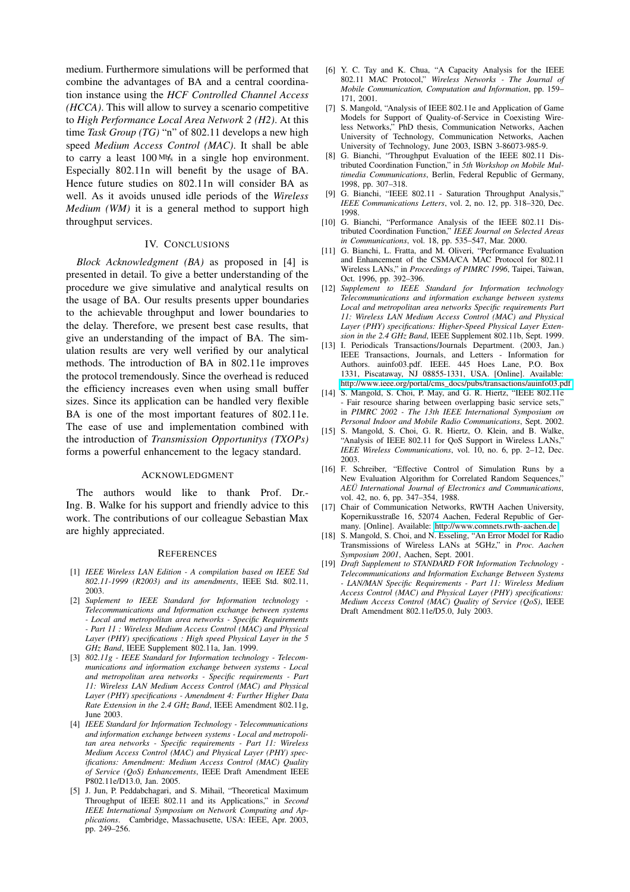medium. Furthermore simulations will be performed that combine the advantages of BA and a central coordination instance using the *HCF Controlled Channel Access (HCCA)*. This will allow to survey a scenario competitive to *High Performance Local Area Network 2 (H2)*. At this time *Task Group (TG)* "n" of 802.11 develops a new high speed *Medium Access Control (MAC)*. It shall be able to carry a least 100 Mb/s in a single hop environment. Especially 802.11n will benefit by the usage of BA. Hence future studies on 802.11n will consider BA as well. As it avoids unused idle periods of the *Wireless Medium (WM)* it is a general method to support high throughput services.

## IV. Conclusions

*Block Acknowledgment (BA)* as proposed in [4] is presented in detail. To give a better understanding of the procedure we give simulative and analytical results on the usage of BA. Our results presents upper boundaries to the achievable throughput and lower boundaries to the delay. Therefore, we present best case results, that give an understanding of the impact of BA. The simulation results are very well verified by our analytical methods. The introduction of BA in 802.11e improves the protocol tremendously. Since the overhead is reduced the efficiency increases even when using small buffer sizes. Since its application can be handled very flexible BA is one of the most important features of 802.11e. The ease of use and implementation combined with the introduction of *Transmission Opportunitys (TXOPs)* forms a powerful enhancement to the legacy standard.

## Acknowledgment

The authors would like to thank Prof. Dr.-Ing. B. Walke for his support and friendly advice to this work. The contributions of our colleague Sebastian Max are highly appreciated.

## References

[1] *IEEE Wireless LAN Edition - A compilation based on IEEE Std 802.11-1999 (R2003) and its amendments*, IEEE Std. 802.11, 2003.

[2] *Suplement to IEEE Standard for Information technology - Telecommunications and Information exchange between systems - Local and metropolitan area networks - Specific Requirements - Part 11 : Wireless Medium Access Control (MAC) and Physical Layer (PHY) specifications : High speed Physical Layer in the 5 GHz Band*, IEEE Supplement 802.11a, Jan. 1999.

[3] *802.11g - IEEE Standard for Information technology - Telecommunications and information exchange between systems - Local and metropolitan area networks - Specific requirements - Part 11: Wireless LAN Medium Access Control (MAC) and Physical Layer (PHY) specifications - Amendment 4: Further Higher Data Rate Extension in the 2.4 GHz Band*, IEEE Amendment 802.11g, June 2003.

[4] *IEEE Standard for Information Technology - Telecommunications and information exchange between systems - Local and metropolitan area networks - Specific requirements - Part 11: Wireless Medium Access Control (MAC) and Physical Layer (PHY) specifications: Amendment: Medium Access Control (MAC) Quality of Service (QoS) Enhancements*, IEEE Draft Amendment IEEE P802.11e/D13.0, Jan. 2005.

[5] J. Jun, P. Peddabchagari, and S. Mihail, "Theoretical Maximum Throughput of IEEE 802.11 and its Applications," in *Second IEEE International Symposium on Network Computing and Applications*. Cambridge, Massachusette, USA: IEEE, Apr. 2003, pp. 249–256.

[6] Y. C. Tay and K. Chua, "A Capacity Analysis for the IEEE 802.11 MAC Protocol," *Wireless Networks - The Journal of Mobile Communication, Computation and Information*, pp. 159–171, 2001.

[7] S. Mangold, "Analysis of IEEE 802.11e and Application of Game Models for Support of Quality-of-Service in Coexisting Wireless Networks," PhD thesis, Communication Networks, Aachen University of Technology, Communication Networks, Aachen University of Technology, June 2003, ISBN 3-86073-985-9.

[8] G. Bianchi, "Throughput Evaluation of the IEEE 802.11 Distributed Coordination Function," in *5th Workshop on Mobile Multimedia Communications*, Berlin, Federal Republic of Germany, 1998, pp. 307–318.

[9] G. Bianchi, "IEEE 802.11 - Saturation Throughput Analysis," *IEEE Communications Letters*, vol. 2, no. 12, pp. 318–320, Dec. 1998.

[10] G. Bianchi, "Performance Analysis of the IEEE 802.11 Distributed Coordination Function," *IEEE Journal on Selected Areas in Communications*, vol. 18, pp. 535–547, Mar. 2000.

[11] G. Bianchi, L. Fratta, and M. Oliveri, "Performance Evaluation and Enhancement of the CSMA/CA MAC Protocol for 802.11 Wireless LANs," in *Proceedings of PIMRC 1996*, Taipei, Taiwan, Oct. 1996, pp. 392–396.

[12] *Supplement to IEEE Standard for Information technology Telecommunications and information exchange between systems Local and metropolitan area networks Specific requirements Part 11: Wireless LAN Medium Access Control (MAC) and Physical Layer (PHY) specifications: Higher-Speed Physical Layer Extension in the 2.4 GHz Band*, IEEE Supplement 802.11b, Sept. 1999.

[13] I. Periodicals Transactions/Journals Department. (2003, Jan.) IEEE Transactions, Journals, and Letters - Information for Authors. auinfo03.pdf. IEEE. 445 Hoes Lane, P.O. Box 1331, Piscataway, NJ 08855-1331, USA. [Online]. Available: http://www.ieee.org/portal/cms_docs/pubs/transactions/auinfo03.pdf

[14] S. Mangold, S. Choi, P. May, and G. R. Hiertz, "IEEE 802.11e - Fair resource sharing between overlapping basic service sets," in *PIMRC 2002 - The 13th IEEE International Symposium on Personal Indoor and Mobile Radio Communications*, Sept. 2002.

[15] S. Mangold, S. Choi, G. R. Hiertz, O. Klein, and B. Walke, "Analysis of IEEE 802.11 for QoS Support in Wireless LANs," *IEEE Wireless Communications*, vol. 10, no. 6, pp. 2–12, Dec. 2003.

[16] F. Schreiber, "Effective Control of Simulation Runs by a New Evaluation Algorithm for Correlated Random Sequences," *AEÜ International Journal of Electronics and Communications*, vol. 42, no. 6, pp. 347–354, 1988.

[17] Chair of Communication Networks, RWTH Aachen University, Kopernikusstraße 16, 52074 Aachen, Federal Republic of Germany. [Online]. Available: http://www.comnets.rwth-aachen.de

[18] S. Mangold, S. Choi, and N. Esseling, "An Error Model for Radio Transmissions of Wireless LANs at 5GHz," in *Proc. Aachen Symposium 2001*, Aachen, Sept. 2001.

[19] *Draft Supplement to STANDARD FOR Information Technology - Telecommunications and Information Exchange Between Systems - LAN/MAN Specific Requirements - Part 11: Wireless Medium Access Control (MAC) and Physical Layer (PHY) specifications: Medium Access Control (MAC) Quality of Service (QoS)*, IEEE Draft Amendment 802.11e/D5.0, July 2003.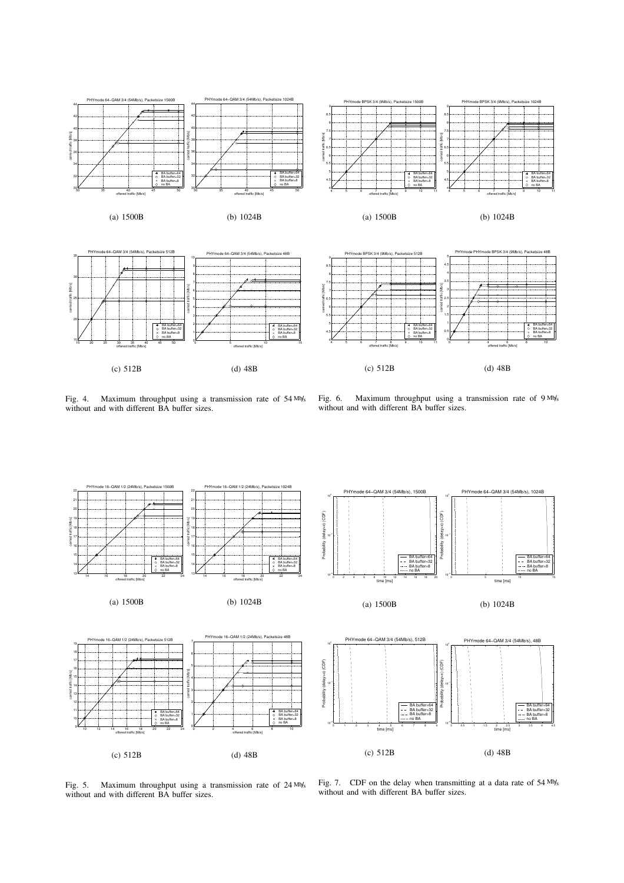(a) 1500B

(b) 1024B

(c) 512B

(d) 48B

Fig. 4. Maximum throughput using a transmission rate of 54 Mb/s without and with different BA buffer sizes.

(a) 1500B

(b) 1024B

(c) 512B

(d) 48B

Fig. 6. Maximum throughput using a transmission rate of 9 Mb/s without and with different BA buffer sizes.

(a) 1500B

(b) 1024B

(c) 512B

(d) 48B

Fig. 5. Maximum throughput using a transmission rate of 24 Mb/s without and with different BA buffer sizes.

(a) 1500B

(b) 1024B

(c) 512B

(d) 48B

Fig. 7. CDF on the delay when transmitting at a data rate of 54 Mb/s without and with different BA buffer sizes.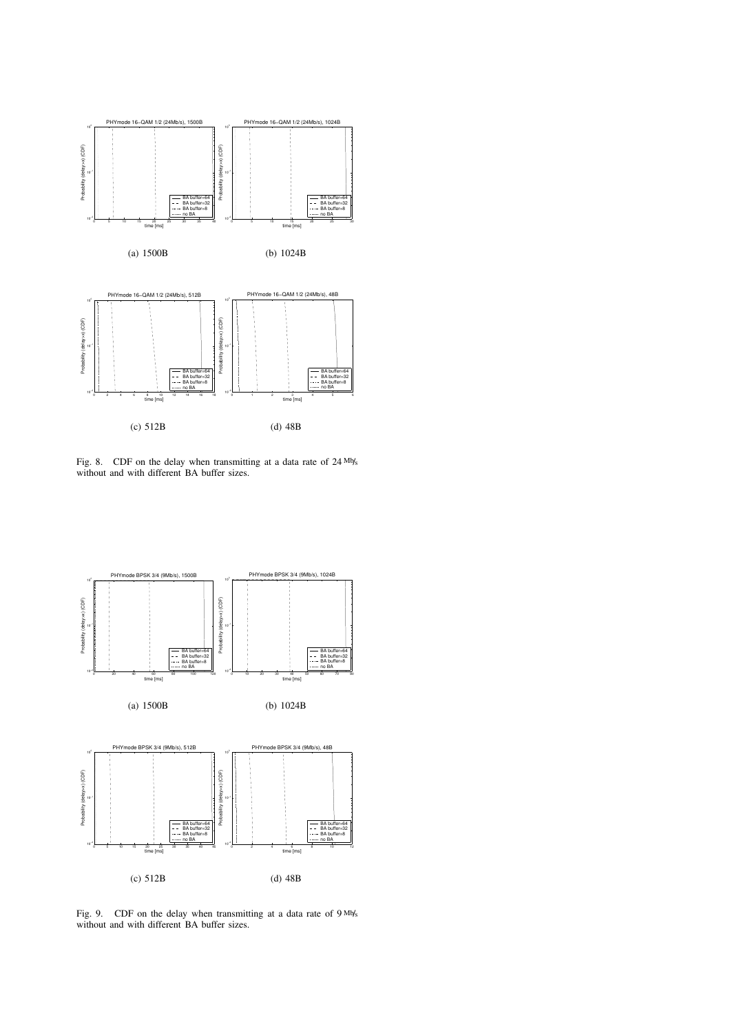PHYmode 16−QAM 1/2 (24Mb/s), 1500B

Probability (delay>x) (CDF)

time [ms]

BA buffer=64
BA buffer=32
BA buffer=8
no BA

(a) 1500B

PHYmode 16−QAM 1/2 (24Mb/s), 1024B

Probability (delay>x) (CDF)

time [ms]

BA buffer=64
BA buffer=32
BA buffer=8
no BA

(b) 1024B

PHYmode 16−QAM 1/2 (24Mb/s), 512B

Probability (delay>x) (CDF)

time [ms]

BA buffer=64
BA buffer=32
BA buffer=8
no BA

(c) 512B

PHYmode 16−QAM 1/2 (24Mb/s), 48B

Probability (delay>x) (CDF)

time [ms]

BA buffer=64
BA buffer=32
BA buffer=8
no BA

(d) 48B

Fig. 8. CDF on the delay when transmitting at a data rate of 24 Mb/s without and with different BA buffer sizes.

PHYmode BPSK 3/4 (9Mb/s), 1500B

Probability (delay>x) (CDF)

time [ms]

BA buffer=64
BA buffer=32
BA buffer=8
no BA

(a) 1500B

PHYmode BPSK 3/4 (9Mb/s), 1024B

Probability (delay>x) (CDF)

time [ms]

BA buffer=64
BA buffer=32
BA buffer=8
no BA

(b) 1024B

PHYmode BPSK 3/4 (9Mb/s), 512B

Probability (delay>x) (CDF)

time [ms]

BA buffer=64
BA buffer=32
BA buffer=8
no BA

(c) 512B

PHYmode BPSK 3/4 (9Mb/s), 48B

Probability (delay>x) (CDF)

time [ms]

BA buffer=64
BA buffer=32
BA buffer=8
no BA

(d) 48B

Fig. 9. CDF on the delay when transmitting at a data rate of 9 Mb/s without and with different BA buffer sizes.